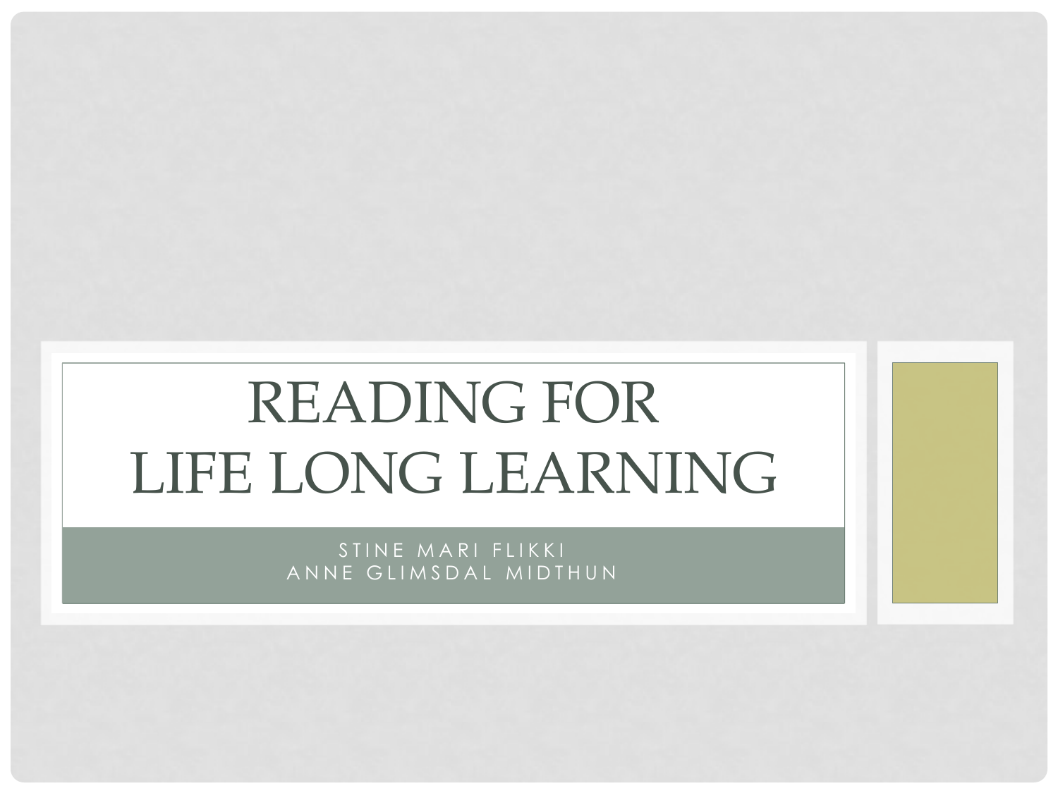# READING FOR LIFE LONG LEARNING

STINE MARI FLIKKI
ANNE GLIMSDAL MIDTHUN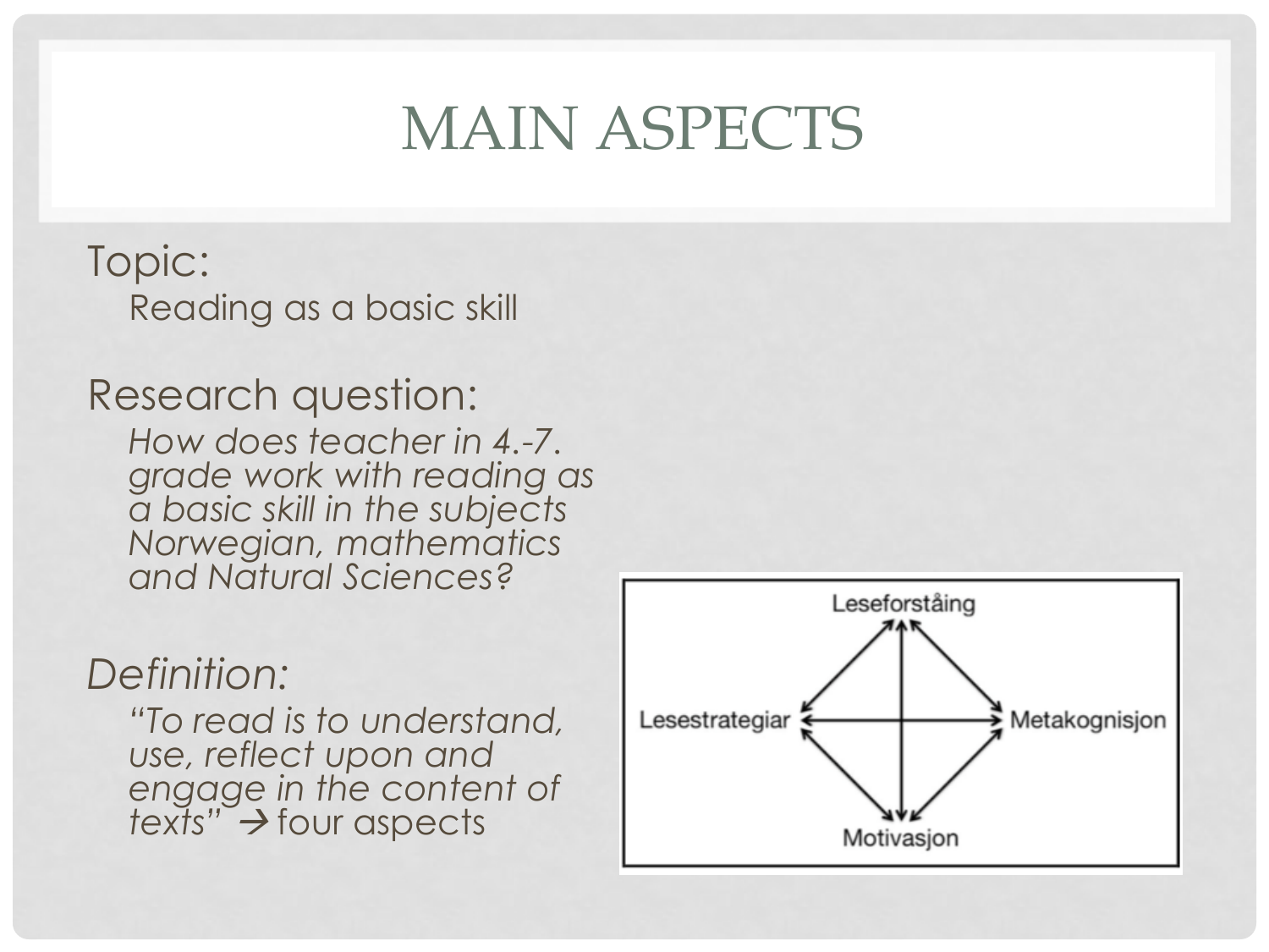# MAIN ASPECTS

Topic:

Reading as a basic skill

Research question:

*How does teacher in 4.-7. grade work with reading as a basic skill in the subjects Norwegian, mathematics and Natural Sciences?*

*Definition:*

*"To read is to understand, use, reflect upon and engage in the content of texts"* → four aspects

Leseforståing

Lesestrategiar

Metakognisjon

Motivasjon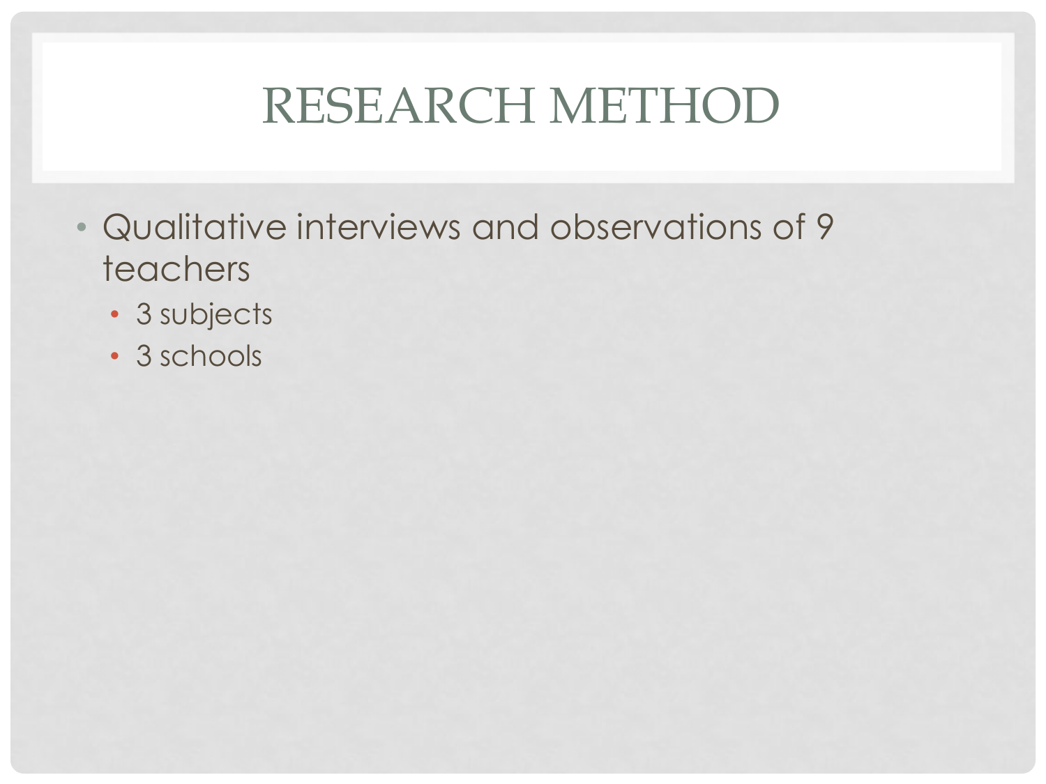# RESEARCH METHOD

- Qualitative interviews and observations of 9 teachers
  - 3 subjects
  - 3 schools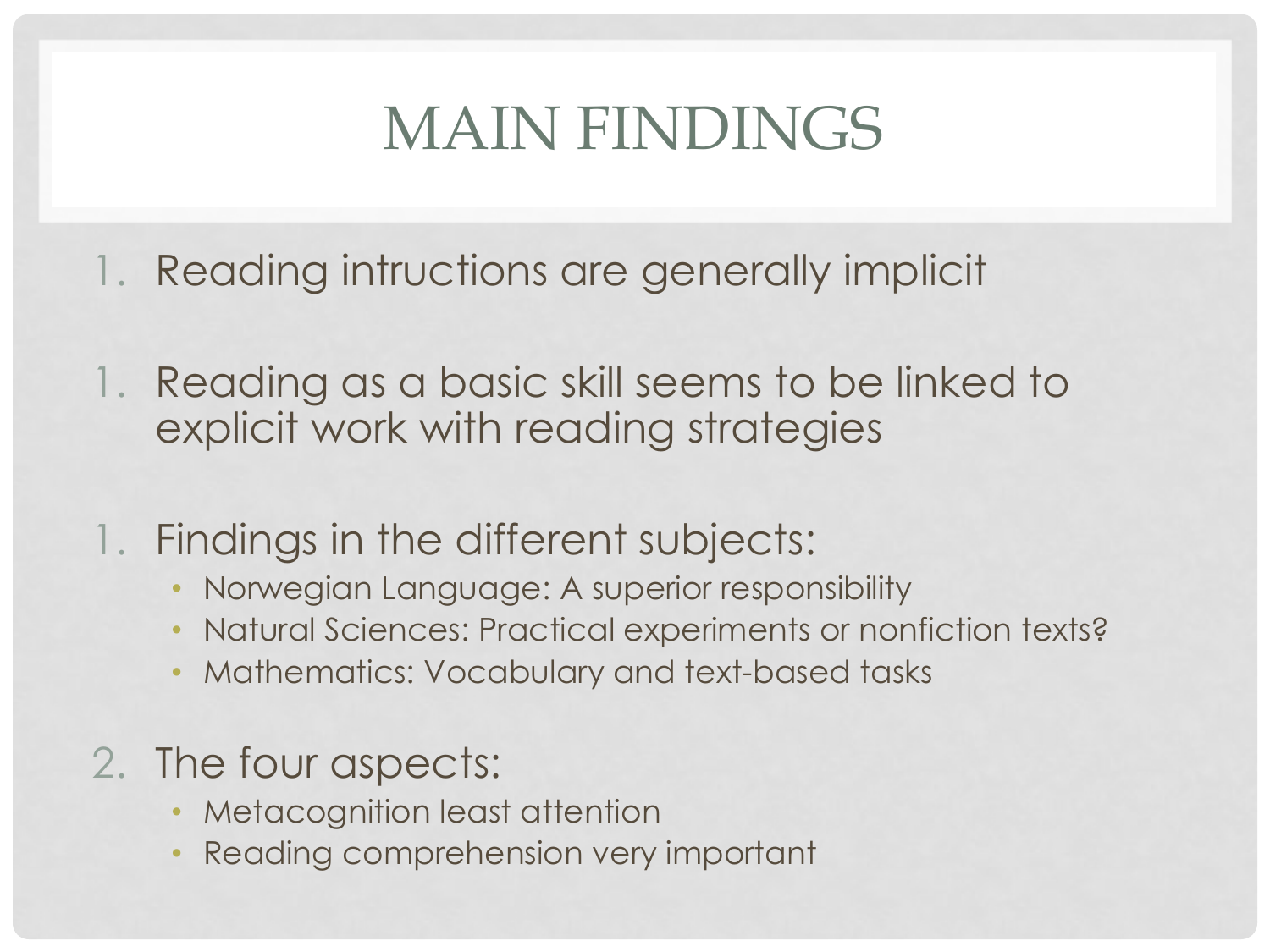# MAIN FINDINGS

1. Reading intructions are generally implicit

1. Reading as a basic skill seems to be linked to explicit work with reading strategies

1. Findings in the different subjects:
   - Norwegian Language: A superior responsibility
   - Natural Sciences: Practical experiments or nonfiction texts?
   - Mathematics: Vocabulary and text-based tasks

2. The four aspects:
   - Metacognition least attention
   - Reading comprehension very important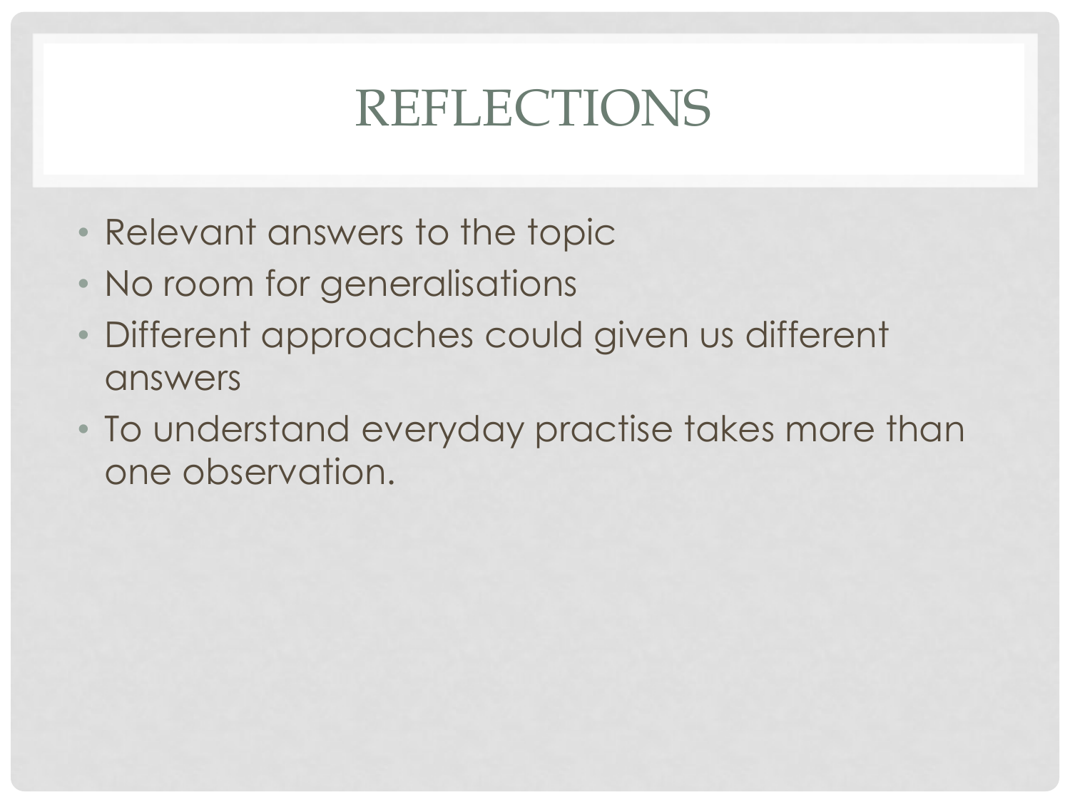# REFLECTIONS

- Relevant answers to the topic
- No room for generalisations
- Different approaches could given us different answers
- To understand everyday practise takes more than one observation.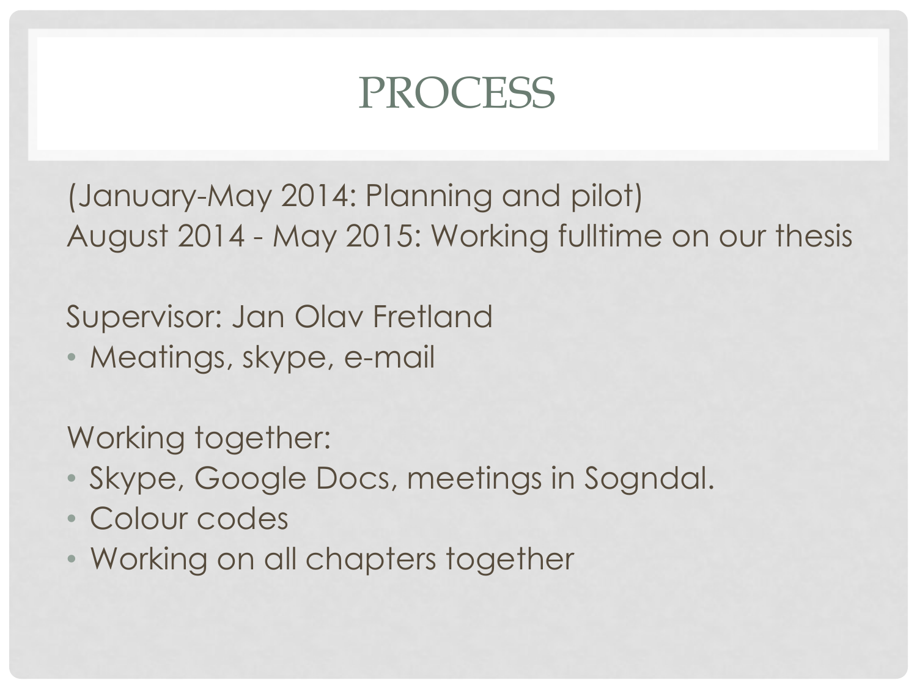# PROCESS

(January-May 2014: Planning and pilot)
August 2014 - May 2015: Working fulltime on our thesis

Supervisor: Jan Olav Fretland

- Meatings, skype, e-mail

Working together:

- Skype, Google Docs, meetings in Sogndal.
- Colour codes
- Working on all chapters together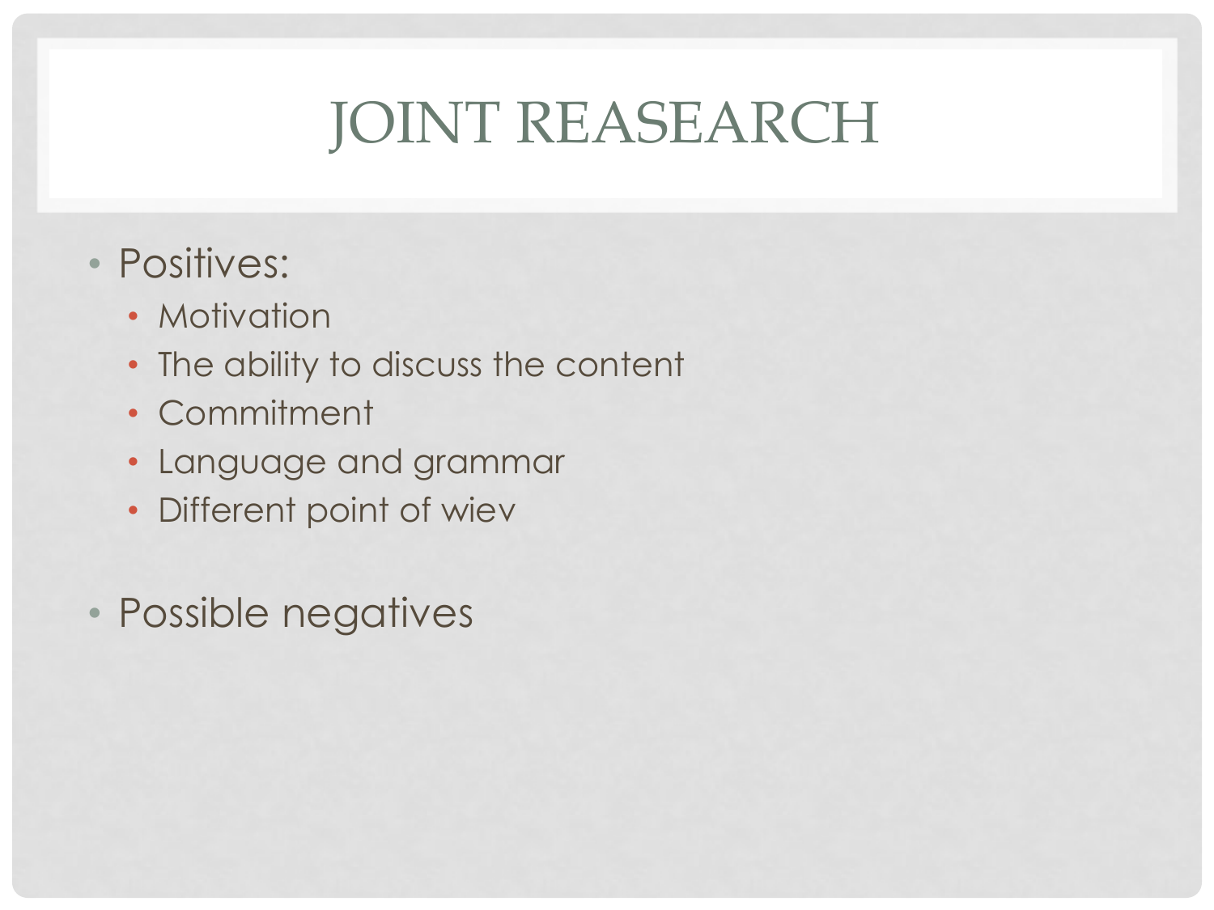# JOINT REASEARCH

- Positives:
  - Motivation
  - The ability to discuss the content
  - Commitment
  - Language and grammar
  - Different point of wiev
- Possible negatives